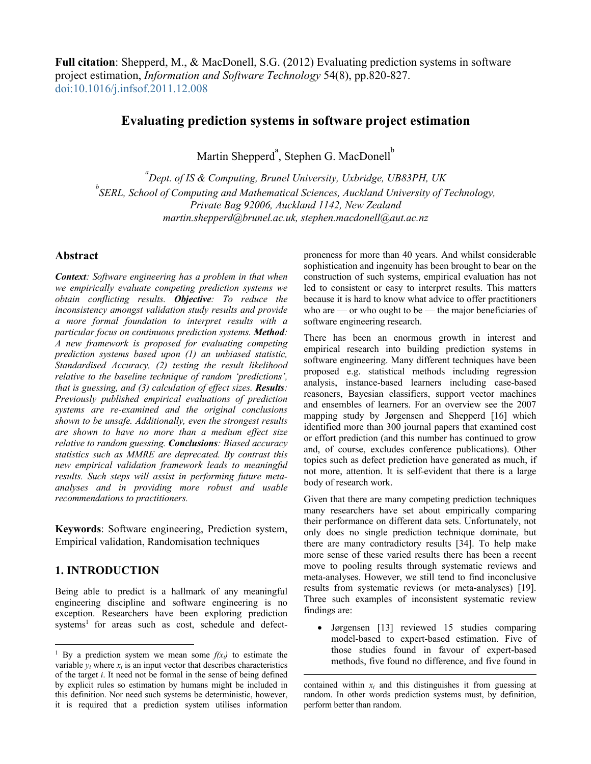**Full citation**: Shepperd, M., & MacDonell, S.G. (2012) Evaluating prediction systems in software project estimation, *Information and Software Technology* 54(8), pp.820-827. doi:10.1016/j.infsof.2011.12.008

# Evaluating prediction systems in software project estimation

Martin Shepperd[a], Stephen G. MacDonell[b]

[a]*Dept. of IS & Computing, Brunel University, Uxbridge, UB83PH, UK*
[b]*SERL, School of Computing and Mathematical Sciences, Auckland University of Technology, Private Bag 92006, Auckland 1142, New Zealand*
*martin.shepperd@brunel.ac.uk, stephen.macdonell@aut.ac.nz*

## Abstract

***Context****: Software engineering has a problem in that when we empirically evaluate competing prediction systems we obtain conflicting results.* ***Objective****: To reduce the inconsistency amongst validation study results and provide a more formal foundation to interpret results with a particular focus on continuous prediction systems.* ***Method****: A new framework is proposed for evaluating competing prediction systems based upon (1) an unbiased statistic, Standardised Accuracy, (2) testing the result likelihood relative to the baseline technique of random 'predictions', that is guessing, and (3) calculation of effect sizes.* ***Results****: Previously published empirical evaluations of prediction systems are re-examined and the original conclusions shown to be unsafe. Additionally, even the strongest results are shown to have no more than a medium effect size relative to random guessing.* ***Conclusions****: Biased accuracy statistics such as MMRE are deprecated. By contrast this new empirical validation framework leads to meaningful results. Such steps will assist in performing future meta-analyses and in providing more robust and usable recommendations to practitioners.*

**Keywords**: Software engineering, Prediction system, Empirical validation, Randomisation techniques

## 1. INTRODUCTION

Being able to predict is a hallmark of any meaningful engineering discipline and software engineering is no exception. Researchers have been exploring prediction systems[1] for areas such as cost, schedule and defect-proneness for more than 40 years. And whilst considerable sophistication and ingenuity has been brought to bear on the construction of such systems, empirical evaluation has not led to consistent or easy to interpret results. This matters because it is hard to know what advice to offer practitioners who are — or who ought to be — the major beneficiaries of software engineering research.

There has been an enormous growth in interest and empirical research into building prediction systems in software engineering. Many different techniques have been proposed e.g. statistical methods including regression analysis, instance-based learners including case-based reasoners, Bayesian classifiers, support vector machines and ensembles of learners. For an overview see the 2007 mapping study by Jørgensen and Shepperd [16] which identified more than 300 journal papers that examined cost or effort prediction (and this number has continued to grow and, of course, excludes conference publications). Other topics such as defect prediction have generated as much, if not more, attention. It is self-evident that there is a large body of research work.

Given that there are many competing prediction techniques many researchers have set about empirically comparing their performance on different data sets. Unfortunately, not only does no single prediction technique dominate, but there are many contradictory results [34]. To help make more sense of these varied results there has been a recent move to pooling results through systematic reviews and meta-analyses. However, we still tend to find inconclusive results from systematic reviews (or meta-analyses) [19]. Three such examples of inconsistent systematic review findings are:

- Jørgensen [13] reviewed 15 studies comparing model-based to expert-based estimation. Five of those studies found in favour of expert-based methods, five found no difference, and five found in

[1] By a prediction system we mean some $f(x_i)$ to estimate the variable $y_i$ where $x_i$ is an input vector that describes characteristics of the target $i$. It need not be formal in the sense of being defined by explicit rules so estimation by humans might be included in this definition. Nor need such systems be deterministic, however, it is required that a prediction system utilises information contained within $x_i$ and this distinguishes it from guessing at random. In other words prediction systems must, by definition, perform better than random.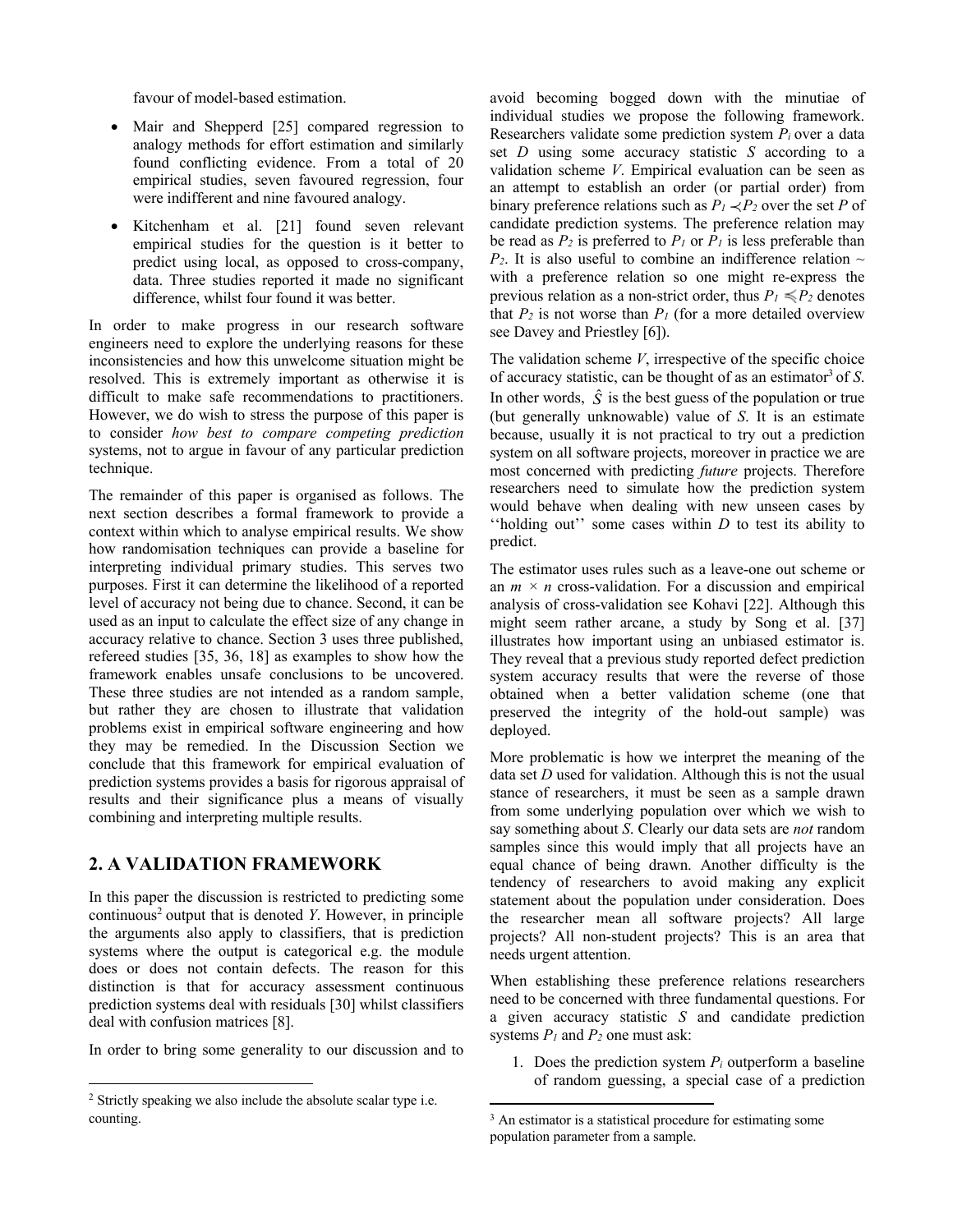favour of model-based estimation.

- Mair and Shepperd [25] compared regression to analogy methods for effort estimation and similarly found conflicting evidence. From a total of 20 empirical studies, seven favoured regression, four were indifferent and nine favoured analogy.
- Kitchenham et al. [21] found seven relevant empirical studies for the question is it better to predict using local, as opposed to cross-company, data. Three studies reported it made no significant difference, whilst four found it was better.

In order to make progress in our research software engineers need to explore the underlying reasons for these inconsistencies and how this unwelcome situation might be resolved. This is extremely important as otherwise it is difficult to make safe recommendations to practitioners. However, we do wish to stress the purpose of this paper is to consider *how best to compare competing prediction* systems, not to argue in favour of any particular prediction technique.

The remainder of this paper is organised as follows. The next section describes a formal framework to provide a context within which to analyse empirical results. We show how randomisation techniques can provide a baseline for interpreting individual primary studies. This serves two purposes. First it can determine the likelihood of a reported level of accuracy not being due to chance. Second, it can be used as an input to calculate the effect size of any change in accuracy relative to chance. Section 3 uses three published, refereed studies [35, 36, 18] as examples to show how the framework enables unsafe conclusions to be uncovered. These three studies are not intended as a random sample, but rather they are chosen to illustrate that validation problems exist in empirical software engineering and how they may be remedied. In the Discussion Section we conclude that this framework for empirical evaluation of prediction systems provides a basis for rigorous appraisal of results and their significance plus a means of visually combining and interpreting multiple results.

## 2. A VALIDATION FRAMEWORK

In this paper the discussion is restricted to predicting some continuous[2] output that is denoted $Y$. However, in principle the arguments also apply to classifiers, that is prediction systems where the output is categorical e.g. the module does or does not contain defects. The reason for this distinction is that for accuracy assessment continuous prediction systems deal with residuals [30] whilst classifiers deal with confusion matrices [8].

In order to bring some generality to our discussion and to avoid becoming bogged down with the minutiae of individual studies we propose the following framework. Researchers validate some prediction system $P_i$ over a data set $D$ using some accuracy statistic $S$ according to a validation scheme $V$. Empirical evaluation can be seen as an attempt to establish an order (or partial order) from binary preference relations such as $P_1 \prec P_2$ over the set $P$ of candidate prediction systems. The preference relation may be read as $P_2$ is preferred to $P_1$ or $P_1$ is less preferable than $P_2$. It is also useful to combine an indifference relation $\sim$ with a preference relation so one might re-express the previous relation as a non-strict order, thus $P_1 \preccurlyeq P_2$ denotes that $P_2$ is not worse than $P_1$ (for a more detailed overview see Davey and Priestley [6]).

The validation scheme $V$, irrespective of the specific choice of accuracy statistic, can be thought of as an estimator[3] of $S$. In other words, $\hat{S}$ is the best guess of the population or true (but generally unknowable) value of $S$. It is an estimate because, usually it is not practical to try out a prediction system on all software projects, moreover in practice we are most concerned with predicting *future* projects. Therefore researchers need to simulate how the prediction system would behave when dealing with new unseen cases by ''holding out'' some cases within $D$ to test its ability to predict.

The estimator uses rules such as a leave-one out scheme or an $m \times n$ cross-validation. For a discussion and empirical analysis of cross-validation see Kohavi [22]. Although this might seem rather arcane, a study by Song et al. [37] illustrates how important using an unbiased estimator is. They reveal that a previous study reported defect prediction system accuracy results that were the reverse of those obtained when a better validation scheme (one that preserved the integrity of the hold-out sample) was deployed.

More problematic is how we interpret the meaning of the data set $D$ used for validation. Although this is not the usual stance of researchers, it must be seen as a sample drawn from some underlying population over which we wish to say something about $S$. Clearly our data sets are *not* random samples since this would imply that all projects have an equal chance of being drawn. Another difficulty is the tendency of researchers to avoid making any explicit statement about the population under consideration. Does the researcher mean all software projects? All large projects? All non-student projects? This is an area that needs urgent attention.

When establishing these preference relations researchers need to be concerned with three fundamental questions. For a given accuracy statistic $S$ and candidate prediction systems $P_1$ and $P_2$ one must ask:

1. Does the prediction system $P_i$ outperform a baseline of random guessing, a special case of a prediction

---

[2] Strictly speaking we also include the absolute scalar type i.e. counting.

[3] An estimator is a statistical procedure for estimating some population parameter from a sample.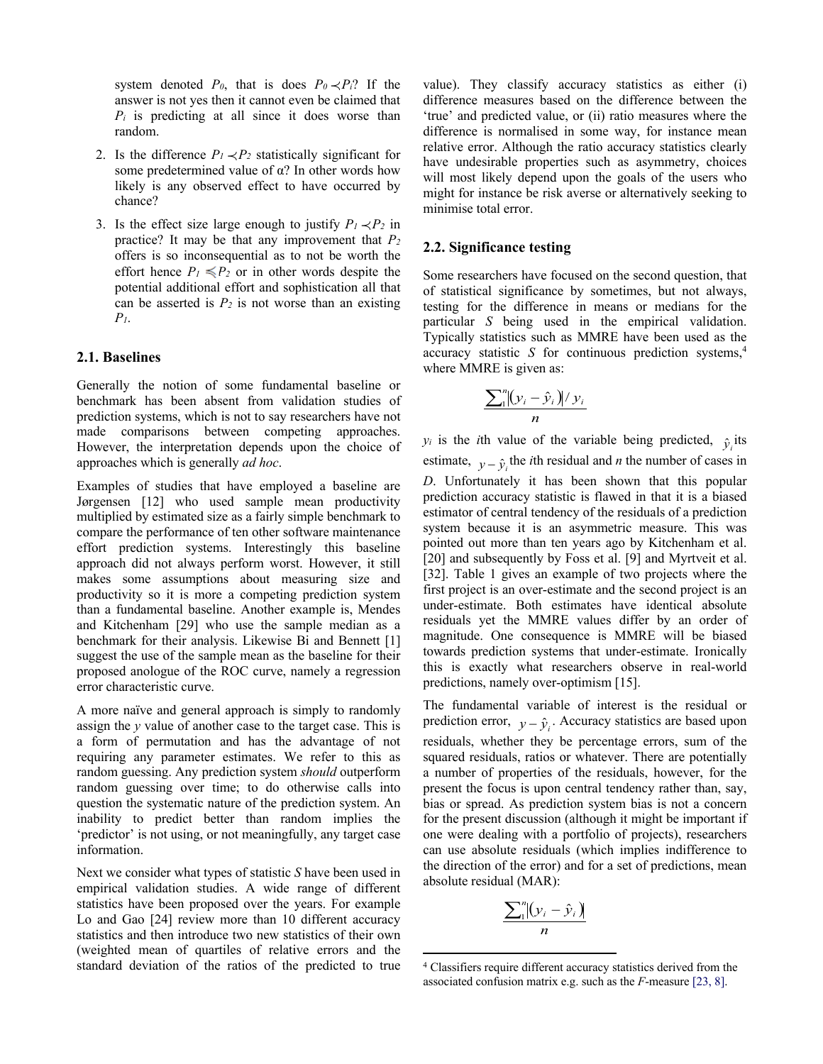system denoted $P_0$, that is does $P_0 \prec P_i$? If the answer is not yes then it cannot even be claimed that $P_i$ is predicting at all since it does worse than random.

2. Is the difference $P_1 \prec P_2$ statistically significant for some predetermined value of α? In other words how likely is any observed effect to have occurred by chance?

3. Is the effect size large enough to justify $P_1 \prec P_2$ in practice? It may be that any improvement that $P_2$ offers is so inconsequential as to not be worth the effort hence $P_1 \preccurlyeq P_2$ or in other words despite the potential additional effort and sophistication all that can be asserted is $P_2$ is not worse than an existing $P_1$.

## 2.1. Baselines

Generally the notion of some fundamental baseline or benchmark has been absent from validation studies of prediction systems, which is not to say researchers have not made comparisons between competing approaches. However, the interpretation depends upon the choice of approaches which is generally *ad hoc*.

Examples of studies that have employed a baseline are Jørgensen [12] who used sample mean productivity multiplied by estimated size as a fairly simple benchmark to compare the performance of ten other software maintenance effort prediction systems. Interestingly this baseline approach did not always perform worst. However, it still makes some assumptions about measuring size and productivity so it is more a competing prediction system than a fundamental baseline. Another example is, Mendes and Kitchenham [29] who use the sample median as a benchmark for their analysis. Likewise Bi and Bennett [1] suggest the use of the sample mean as the baseline for their proposed anologue of the ROC curve, namely a regression error characteristic curve.

A more naïve and general approach is simply to randomly assign the *y* value of another case to the target case. This is a form of permutation and has the advantage of not requiring any parameter estimates. We refer to this as random guessing. Any prediction system *should* outperform random guessing over time; to do otherwise calls into question the systematic nature of the prediction system. An inability to predict better than random implies the 'predictor' is not using, or not meaningfully, any target case information.

Next we consider what types of statistic *S* have been used in empirical validation studies. A wide range of different statistics have been proposed over the years. For example Lo and Gao [24] review more than 10 different accuracy statistics and then introduce two new statistics of their own (weighted mean of quartiles of relative errors and the standard deviation of the ratios of the predicted to true value). They classify accuracy statistics as either (i) difference measures based on the difference between the 'true' and predicted value, or (ii) ratio measures where the difference is normalised in some way, for instance mean relative error. Although the ratio accuracy statistics clearly have undesirable properties such as asymmetry, choices will most likely depend upon the goals of the users who might for instance be risk averse or alternatively seeking to minimise total error.

## 2.2. Significance testing

Some researchers have focused on the second question, that of statistical significance by sometimes, but not always, testing for the difference in means or medians for the particular *S* being used in the empirical validation. Typically statistics such as MMRE have been used as the accuracy statistic *S* for continuous prediction systems,[4] where MMRE is given as:

$$\frac{\sum_1^n |(y_i - \hat{y}_i)| / y_i}{n}$$

$y_i$ is the *i*th value of the variable being predicted, $\hat{y}_i$ its estimate, $y - \hat{y}_i$ the *i*th residual and *n* the number of cases in *D*. Unfortunately it has been shown that this popular prediction accuracy statistic is flawed in that it is a biased estimator of central tendency of the residuals of a prediction system because it is an asymmetric measure. This was pointed out more than ten years ago by Kitchenham et al. [20] and subsequently by Foss et al. [9] and Myrtveit et al. [32]. Table 1 gives an example of two projects where the first project is an over-estimate and the second project is an under-estimate. Both estimates have identical absolute residuals yet the MMRE values differ by an order of magnitude. One consequence is MMRE will be biased towards prediction systems that under-estimate. Ironically this is exactly what researchers observe in real-world predictions, namely over-optimism [15].

The fundamental variable of interest is the residual or prediction error, $y - \hat{y}_i$. Accuracy statistics are based upon residuals, whether they be percentage errors, sum of the squared residuals, ratios or whatever. There are potentially a number of properties of the residuals, however, for the present the focus is upon central tendency rather than, say, bias or spread. As prediction system bias is not a concern for the present discussion (although it might be important if one were dealing with a portfolio of projects), researchers can use absolute residuals (which implies indifference to the direction of the error) and for a set of predictions, mean absolute residual (MAR):

$$\frac{\sum_1^n |(y_i - \hat{y}_i)|}{n}$$

[4] Classifiers require different accuracy statistics derived from the associated confusion matrix e.g. such as the *F*-measure [23, 8].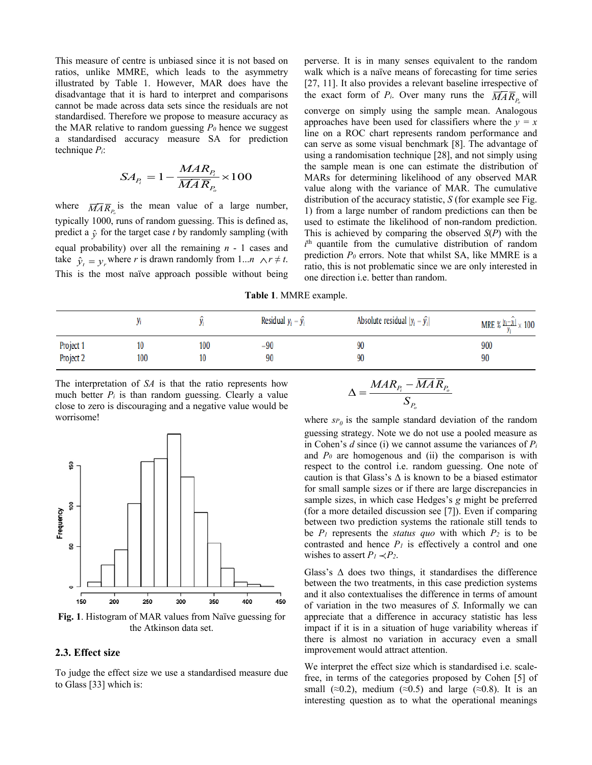This measure of centre is unbiased since it is not based on ratios, unlike MMRE, which leads to the asymmetry illustrated by Table 1. However, MAR does have the disadvantage that it is hard to interpret and comparisons cannot be made across data sets since the residuals are not standardised. Therefore we propose to measure accuracy as the MAR relative to random guessing $P_0$ hence we suggest a standardised accuracy measure SA for prediction technique $P_i$:

$$SA_{P_i} = 1 - \frac{MAR_{P_i}}{\overline{MAR}_{P_0}} \times 100$$

where $\overline{MAR}_{P_0}$ is the mean value of a large number, typically 1000, runs of random guessing. This is defined as, predict a $\hat{y}$ for the target case $t$ by randomly sampling (with equal probability) over all the remaining $n$ - 1 cases and take $\hat{y}_t = y_r$ where $r$ is drawn randomly from $1...n \wedge r \neq t$. This is the most naïve approach possible without being perverse. It is in many senses equivalent to the random walk which is a naïve means of forecasting for time series [27, 11]. It also provides a relevant baseline irrespective of the exact form of $P_i$. Over many runs the $\overline{MAR}_{P_0}$ will converge on simply using the sample mean. Analogous approaches have been used for classifiers where the $y = x$ line on a ROC chart represents random performance and can serve as some visual benchmark [8]. The advantage of using a randomisation technique [28], and not simply using the sample mean is one can estimate the distribution of MARs for determining likelihood of any observed MAR value along with the variance of MAR. The cumulative distribution of the accuracy statistic, $S$ (for example see Fig. 1) from a large number of random predictions can then be used to estimate the likelihood of non-random prediction. This is achieved by comparing the observed $S(P)$ with the $i^{th}$ quantile from the cumulative distribution of random prediction $P_0$ errors. Note that whilst SA, like MMRE is a ratio, this is not problematic since we are only interested in one direction i.e. better than random.

**Table 1**. MMRE example.

| | $y_i$ | $\hat{y}_i$ | Residual $y_i - \hat{y}_i$ | Absolute residual $\lvert y_i - \hat{y}_i \rvert$ | MRE % $\frac{\lvert y_i - \hat{y}_i \rvert}{y_i} \times 100$ |
|---|---|---|---|---|---|
| Project 1 | 10 | 100 | -90 | 90 | 900 |
| Project 2 | 100 | 10 | 90 | 90 | 90 |

The interpretation of *SA* is that the ratio represents how much better $P_i$ is than random guessing. Clearly a value close to zero is discouraging and a negative value would be worrisome!

**Fig. 1**. Histogram of MAR values from Naïve guessing for the Atkinson data set.

## 2.3. Effect size

To judge the effect size we use a standardised measure due to Glass [33] which is:

$$\Delta = \frac{MAR_{P_i} - \overline{MAR}_{P_0}}{S_{P_0}}$$

where $s_{P_0}$ is the sample standard deviation of the random guessing strategy. Note we do not use a pooled measure as in Cohen's *d* since (i) we cannot assume the variances of $P_i$ and $P_0$ are homogenous and (ii) the comparison is with respect to the control i.e. random guessing. One note of caution is that Glass's Δ is known to be a biased estimator for small sample sizes or if there are large discrepancies in sample sizes, in which case Hedges's *g* might be preferred (for a more detailed discussion see [7]). Even if comparing between two prediction systems the rationale still tends to be $P_1$ represents the *status quo* with which $P_2$ is to be contrasted and hence $P_1$ is effectively a control and one wishes to assert $P_1 \prec P_2$.

Glass's Δ does two things, it standardises the difference between the two treatments, in this case prediction systems and it also contextualises the difference in terms of amount of variation in the two measures of *S*. Informally we can appreciate that a difference in accuracy statistic has less impact if it is in a situation of huge variability whereas if there is almost no variation in accuracy even a small improvement would attract attention.

We interpret the effect size which is standardised i.e. scale-free, in terms of the categories proposed by Cohen [5] of small (≈0.2), medium (≈0.5) and large (≈0.8). It is an interesting question as to what the operational meanings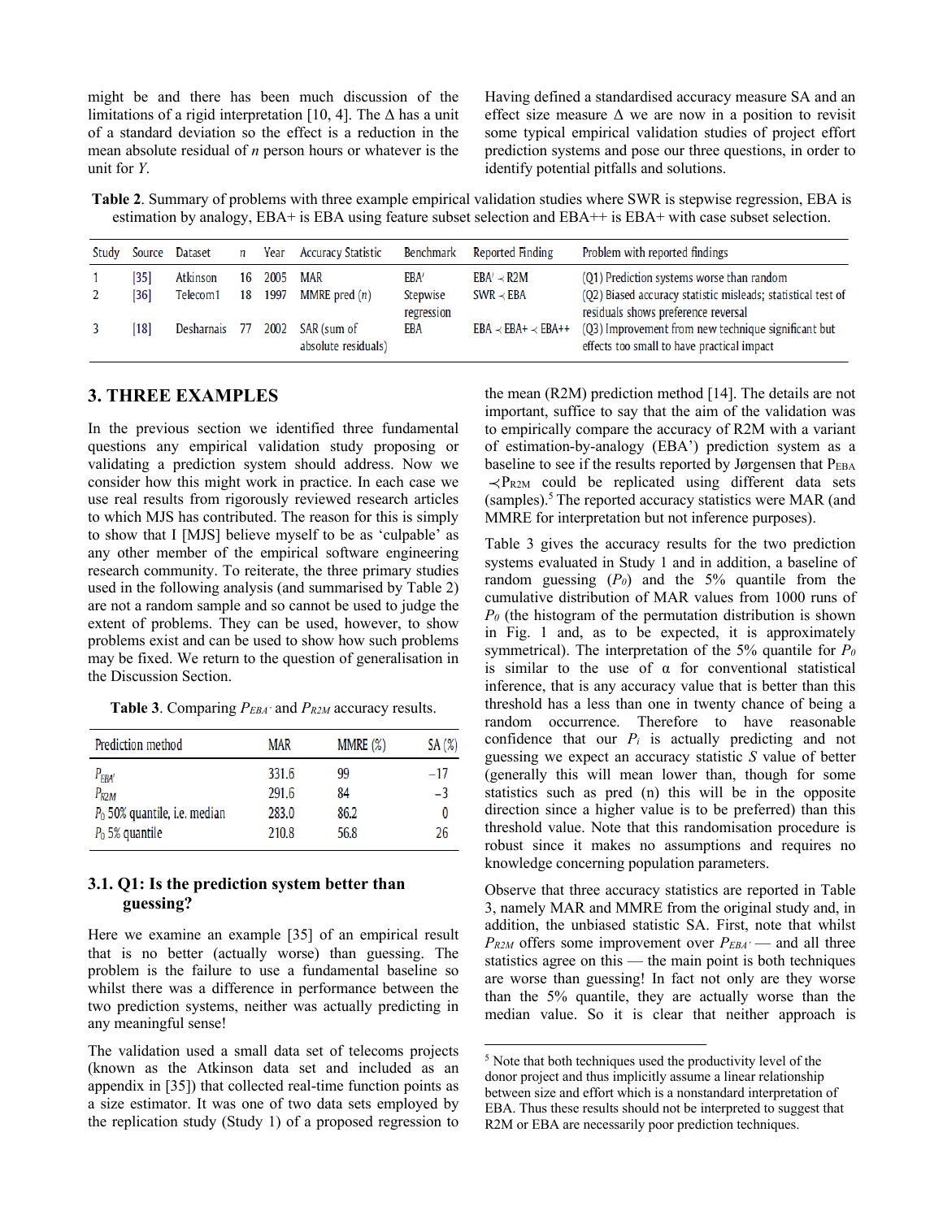might be and there has been much discussion of the limitations of a rigid interpretation [10, 4]. The Δ has a unit of a standard deviation so the effect is a reduction in the mean absolute residual of *n* person hours or whatever is the unit for *Y*.

Having defined a standardised accuracy measure SA and an effect size measure Δ we are now in a position to revisit some typical empirical validation studies of project effort prediction systems and pose our three questions, in order to identify potential pitfalls and solutions.

**Table 2**. Summary of problems with three example empirical validation studies where SWR is stepwise regression, EBA is estimation by analogy, EBA+ is EBA using feature subset selection and EBA++ is EBA+ with case subset selection.

| Study | Source | Dataset | *n* | Year | Accuracy Statistic | Benchmark | Reported Finding | Problem with reported findings |
|---|---|---|---|---|---|---|---|---|
| 1 | [35] | Atkinson | 16 | 2005 | MAR | EBA' | EBA' ≺ R2M | (Q1) Prediction systems worse than random |
| 2 | [36] | Telecom1 | 18 | 1997 | MMRE pred (*n*) | Stepwise regression | SWR ≺ EBA | (Q2) Biased accuracy statistic misleads; statistical test of residuals shows preference reversal |
| 3 | [18] | Desharnais | 77 | 2002 | SAR (sum of absolute residuals) | EBA | EBA ≺ EBA+ ≺ EBA++ | (Q3) Improvement from new technique significant but effects too small to have practical impact |

## 3. THREE EXAMPLES

In the previous section we identified three fundamental questions any empirical validation study proposing or validating a prediction system should address. Now we consider how this might work in practice. In each case we use real results from rigorously reviewed research articles to which MJS has contributed. The reason for this is simply to show that I [MJS] believe myself to be as 'culpable' as any other member of the empirical software engineering research community. To reiterate, the three primary studies used in the following analysis (and summarised by Table 2) are not a random sample and so cannot be used to judge the extent of problems. They can be used, however, to show problems exist and can be used to show how such problems may be fixed. We return to the question of generalisation in the Discussion Section.

**Table 3**. Comparing $P_{EBA'}$ and $P_{R2M}$ accuracy results.

| Prediction method | MAR | MMRE (%) | SA (%) |
|---|---|---|---|
| $P_{EBA'}$ | 331.6 | 99 | −17 |
| $P_{R2M}$ | 291.6 | 84 | −3 |
| $P_0$ 50% quantile, i.e. median | 283.0 | 86.2 | 0 |
| $P_0$ 5% quantile | 210.8 | 56.8 | 26 |

### 3.1. Q1: Is the prediction system better than guessing?

Here we examine an example [35] of an empirical result that is no better (actually worse) than guessing. The problem is the failure to use a fundamental baseline so whilst there was a difference in performance between the two prediction systems, neither was actually predicting in any meaningful sense!

The validation used a small data set of telecoms projects (known as the Atkinson data set and included as an appendix in [35]) that collected real-time function points as a size estimator. It was one of two data sets employed by the replication study (Study 1) of a proposed regression to the mean (R2M) prediction method [14]. The details are not important, suffice to say that the aim of the validation was to empirically compare the accuracy of R2M with a variant of estimation-by-analogy (EBA') prediction system as a baseline to see if the results reported by Jørgensen that $P_{EBA} \prec P_{R2M}$ could be replicated using different data sets (samples).[5] The reported accuracy statistics were MAR (and MMRE for interpretation but not inference purposes).

Table 3 gives the accuracy results for the two prediction systems evaluated in Study 1 and in addition, a baseline of random guessing ($P_0$) and the 5% quantile from the cumulative distribution of MAR values from 1000 runs of $P_0$ (the histogram of the permutation distribution is shown in Fig. 1 and, as to be expected, it is approximately symmetrical). The interpretation of the 5% quantile for $P_0$ is similar to the use of α for conventional statistical inference, that is any accuracy value that is better than this threshold has a less than one in twenty chance of being a random occurrence. Therefore to have reasonable confidence that our $P_i$ is actually predicting and not guessing we expect an accuracy statistic *S* value of better (generally this will mean lower than, though for some statistics such as pred (n) this will be in the opposite direction since a higher value is to be preferred) than this threshold value. Note that this randomisation procedure is robust since it makes no assumptions and requires no knowledge concerning population parameters.

Observe that three accuracy statistics are reported in Table 3, namely MAR and MMRE from the original study and, in addition, the unbiased statistic SA. First, note that whilst $P_{R2M}$ offers some improvement over $P_{EBA'}$ — and all three statistics agree on this — the main point is both techniques are worse than guessing! In fact not only are they worse than the 5% quantile, they are actually worse than the median value. So it is clear that neither approach is

[5] Note that both techniques used the productivity level of the donor project and thus implicitly assume a linear relationship between size and effort which is a nonstandard interpretation of EBA. Thus these results should not be interpreted to suggest that R2M or EBA are necessarily poor prediction techniques.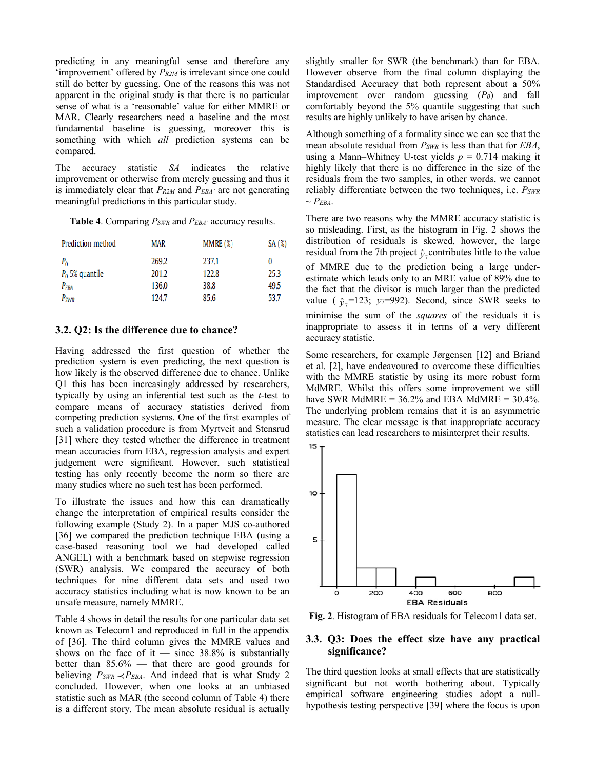predicting in any meaningful sense and therefore any 'improvement' offered by $P_{R2M}$ is irrelevant since one could still do better by guessing. One of the reasons this was not apparent in the original study is that there is no particular sense of what is a 'reasonable' value for either MMRE or MAR. Clearly researchers need a baseline and the most fundamental baseline is guessing, moreover this is something with which *all* prediction systems can be compared.

The accuracy statistic *SA* indicates the relative improvement or otherwise from merely guessing and thus it is immediately clear that $P_{R2M}$ and $P_{EBA'}$ are not generating meaningful predictions in this particular study.

**Table 4**. Comparing $P_{SWR}$ and $P_{EBA'}$ accuracy results.

| Prediction method | MAR | MMRE (%) | SA (%) |
|---|---|---|---|
| $P_0$ | 269.2 | 237.1 | 0 |
| $P_0$ 5% quantile | 201.2 | 122.8 | 25.3 |
| $P_{EBA}$ | 136.0 | 38.8 | 49.5 |
| $P_{SWR}$ | 124.7 | 85.6 | 53.7 |

### 3.2. Q2: Is the difference due to chance?

Having addressed the first question of whether the prediction system is even predicting, the next question is how likely is the observed difference due to chance. Unlike Q1 this has been increasingly addressed by researchers, typically by using an inferential test such as the *t*-test to compare means of accuracy statistics derived from competing prediction systems. One of the first examples of such a validation procedure is from Myrtveit and Stensrud [31] where they tested whether the difference in treatment mean accuracies from EBA, regression analysis and expert judgement were significant. However, such statistical testing has only recently become the norm so there are many studies where no such test has been performed.

To illustrate the issues and how this can dramatically change the interpretation of empirical results consider the following example (Study 2). In a paper MJS co-authored [36] we compared the prediction technique EBA (using a case-based reasoning tool we had developed called ANGEL) with a benchmark based on stepwise regression (SWR) analysis. We compared the accuracy of both techniques for nine different data sets and used two accuracy statistics including what is now known to be an unsafe measure, namely MMRE.

Table 4 shows in detail the results for one particular data set known as Telecom1 and reproduced in full in the appendix of [36]. The third column gives the MMRE values and shows on the face of it — since 38.8% is substantially better than 85.6% — that there are good grounds for believing $P_{SWR} \prec P_{EBA}$. And indeed that is what Study 2 concluded. However, when one looks at an unbiased statistic such as MAR (the second column of Table 4) there is a different story. The mean absolute residual is actually slightly smaller for SWR (the benchmark) than for EBA. However observe from the final column displaying the Standardised Accuracy that both represent about a 50% improvement over random guessing ($P_0$) and fall comfortably beyond the 5% quantile suggesting that such results are highly unlikely to have arisen by chance.

Although something of a formality since we can see that the mean absolute residual from $P_{SWR}$ is less than that for *EBA*, using a Mann–Whitney U-test yields $p$ = 0.714 making it highly likely that there is no difference in the size of the residuals from the two samples, in other words, we cannot reliably differentiate between the two techniques, i.e. $P_{SWR} \sim P_{EBA}$.

There are two reasons why the MMRE accuracy statistic is so misleading. First, as the histogram in Fig. 2 shows the distribution of residuals is skewed, however, the large residual from the 7th project $\hat{y}_7$ contributes little to the value of MMRE due to the prediction being a large under-estimate which leads only to an MRE value of 89% due to the fact that the divisor is much larger than the predicted value ($\hat{y}_7$=123; $y_7$=992). Second, since SWR seeks to minimise the sum of the *squares* of the residuals it is inappropriate to assess it in terms of a very different accuracy statistic.

Some researchers, for example Jørgensen [12] and Briand et al. [2], have endeavoured to overcome these difficulties with the MMRE statistic by using its more robust form MdMRE. Whilst this offers some improvement we still have SWR MdMRE = 36.2% and EBA MdMRE = 30.4%. The underlying problem remains that it is an asymmetric measure. The clear message is that inappropriate accuracy statistics can lead researchers to misinterpret their results.

**Fig. 2**. Histogram of EBA residuals for Telecom1 data set.

### 3.3. Q3: Does the effect size have any practical significance?

The third question looks at small effects that are statistically significant but not worth bothering about. Typically empirical software engineering studies adopt a null-hypothesis testing perspective [39] where the focus is upon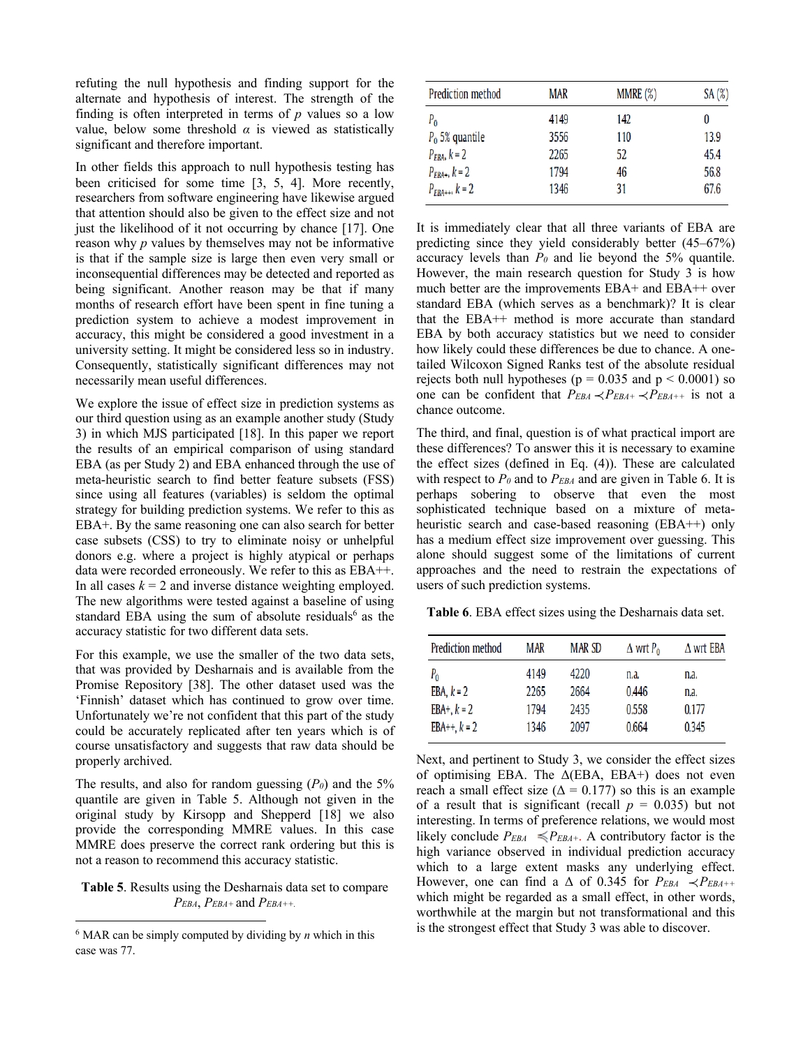refuting the null hypothesis and finding support for the alternate and hypothesis of interest. The strength of the finding is often interpreted in terms of $p$ values so a low value, below some threshold $\alpha$ is viewed as statistically significant and therefore important.

In other fields this approach to null hypothesis testing has been criticised for some time [3, 5, 4]. More recently, researchers from software engineering have likewise argued that attention should also be given to the effect size and not just the likelihood of it not occurring by chance [17]. One reason why $p$ values by themselves may not be informative is that if the sample size is large then even very small or inconsequential differences may be detected and reported as being significant. Another reason may be that if many months of research effort have been spent in fine tuning a prediction system to achieve a modest improvement in accuracy, this might be considered a good investment in a university setting. It might be considered less so in industry. Consequently, statistically significant differences may not necessarily mean useful differences.

We explore the issue of effect size in prediction systems as our third question using as an example another study (Study 3) in which MJS participated [18]. In this paper we report the results of an empirical comparison of using standard EBA (as per Study 2) and EBA enhanced through the use of meta-heuristic search to find better feature subsets (FSS) since using all features (variables) is seldom the optimal strategy for building prediction systems. We refer to this as EBA+. By the same reasoning one can also search for better case subsets (CSS) to try to eliminate noisy or unhelpful donors e.g. where a project is highly atypical or perhaps data were recorded erroneously. We refer to this as EBA++. In all cases $k = 2$ and inverse distance weighting employed. The new algorithms were tested against a baseline of using standard EBA using the sum of absolute residuals[6] as the accuracy statistic for two different data sets.

For this example, we use the smaller of the two data sets, that was provided by Desharnais and is available from the Promise Repository [38]. The other dataset used was the 'Finnish' dataset which has continued to grow over time. Unfortunately we're not confident that this part of the study could be accurately replicated after ten years which is of course unsatisfactory and suggests that raw data should be properly archived.

The results, and also for random guessing ($P_0$) and the 5% quantile are given in Table 5. Although not given in the original study by Kirsopp and Shepperd [18] we also provide the corresponding MMRE values. In this case MMRE does preserve the correct rank ordering but this is not a reason to recommend this accuracy statistic.

**Table 5**. Results using the Desharnais data set to compare $P_{EBA}$, $P_{EBA+}$ and $P_{EBA++}$.

| Prediction method | MAR | MMRE (%) | SA (%) |
|---|---|---|---|
| $P_0$ | 4149 | 142 | 0 |
| $P_0$ 5% quantile | 3556 | 110 | 13.9 |
| $P_{EBA}$, $k = 2$ | 2265 | 52 | 45.4 |
| $P_{EBA+}$, $k = 2$ | 1794 | 46 | 56.8 |
| $P_{EBA++}$, $k = 2$ | 1346 | 31 | 67.6 |

It is immediately clear that all three variants of EBA are predicting since they yield considerably better (45–67%) accuracy levels than $P_0$ and lie beyond the 5% quantile. However, the main research question for Study 3 is how much better are the improvements EBA+ and EBA++ over standard EBA (which serves as a benchmark)? It is clear that the EBA++ method is more accurate than standard EBA by both accuracy statistics but we need to consider how likely could these differences be due to chance. A one-tailed Wilcoxon Signed Ranks test of the absolute residual rejects both null hypotheses ($p = 0.035$ and $p < 0.0001$) so one can be confident that $P_{EBA} \prec P_{EBA+} \prec P_{EBA++}$ is not a chance outcome.

The third, and final, question is of what practical import are these differences? To answer this it is necessary to examine the effect sizes (defined in Eq. (4)). These are calculated with respect to $P_0$ and to $P_{EBA}$ and are given in Table 6. It is perhaps sobering to observe that even the most sophisticated technique based on a mixture of meta-heuristic search and case-based reasoning (EBA++) only has a medium effect size improvement over guessing. This alone should suggest some of the limitations of current approaches and the need to restrain the expectations of users of such prediction systems.

**Table 6**. EBA effect sizes using the Desharnais data set.

| Prediction method | MAR | MAR SD | Δ wrt $P_0$ | Δ wrt EBA |
|---|---|---|---|---|
| $P_0$ | 4149 | 4220 | n.a. | n.a. |
| EBA, $k = 2$ | 2265 | 2664 | 0.446 | n.a. |
| EBA+, $k = 2$ | 1794 | 2435 | 0.558 | 0.177 |
| EBA++, $k = 2$ | 1346 | 2097 | 0.664 | 0.345 |

Next, and pertinent to Study 3, we consider the effect sizes of optimising EBA. The Δ(EBA, EBA+) does not even reach a small effect size (Δ = 0.177) so this is an example of a result that is significant (recall $p = 0.035$) but not interesting. In terms of preference relations, we would most likely conclude $P_{EBA} \preccurlyeq P_{EBA+}$. A contributory factor is the high variance observed in individual prediction accuracy which to a large extent masks any underlying effect. However, one can find a Δ of 0.345 for $P_{EBA} \prec P_{EBA++}$ which might be regarded as a small effect, in other words, worthwhile at the margin but not transformational and this is the strongest effect that Study 3 was able to discover.

[6] MAR can be simply computed by dividing by $n$ which in this case was 77.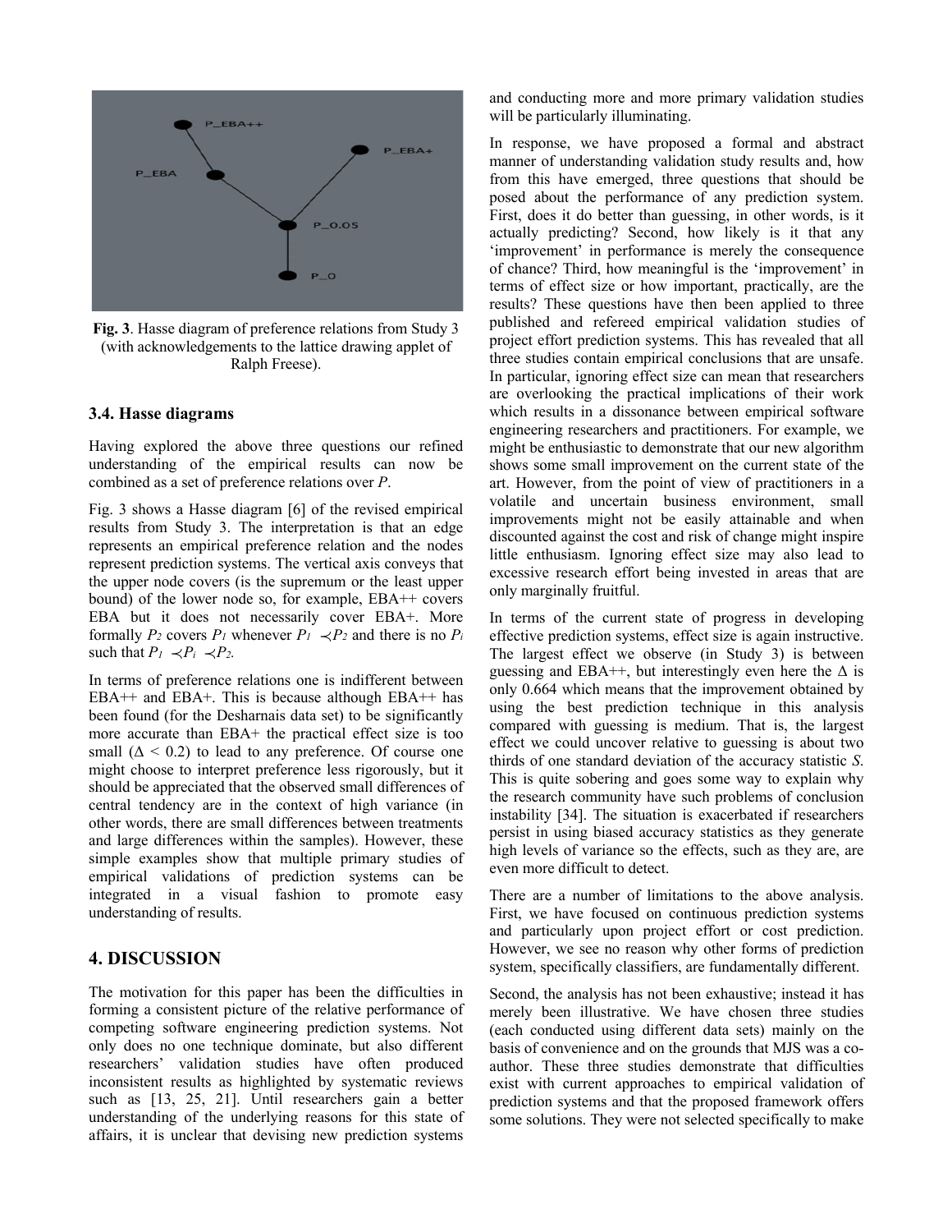**Fig. 3**. Hasse diagram of preference relations from Study 3 (with acknowledgements to the lattice drawing applet of Ralph Freese).

### 3.4. Hasse diagrams

Having explored the above three questions our refined understanding of the empirical results can now be combined as a set of preference relations over *P*.

Fig. 3 shows a Hasse diagram [6] of the revised empirical results from Study 3. The interpretation is that an edge represents an empirical preference relation and the nodes represent prediction systems. The vertical axis conveys that the upper node covers (is the supremum or the least upper bound) of the lower node so, for example, EBA++ covers EBA but it does not necessarily cover EBA+. More formally $P_2$ covers $P_1$ whenever $P_1 \prec P_2$ and there is no $P_i$ such that $P_1 \prec P_i \prec P_2$.

In terms of preference relations one is indifferent between EBA++ and EBA+. This is because although EBA++ has been found (for the Desharnais data set) to be significantly more accurate than EBA+ the practical effect size is too small ($\Delta < 0.2$) to lead to any preference. Of course one might choose to interpret preference less rigorously, but it should be appreciated that the observed small differences of central tendency are in the context of high variance (in other words, there are small differences between treatments and large differences within the samples). However, these simple examples show that multiple primary studies of empirical validations of prediction systems can be integrated in a visual fashion to promote easy understanding of results.

## 4. DISCUSSION

The motivation for this paper has been the difficulties in forming a consistent picture of the relative performance of competing software engineering prediction systems. Not only does no one technique dominate, but also different researchers' validation studies have often produced inconsistent results as highlighted by systematic reviews such as [13, 25, 21]. Until researchers gain a better understanding of the underlying reasons for this state of affairs, it is unclear that devising new prediction systems and conducting more and more primary validation studies will be particularly illuminating.

In response, we have proposed a formal and abstract manner of understanding validation study results and, how from this have emerged, three questions that should be posed about the performance of any prediction system. First, does it do better than guessing, in other words, is it actually predicting? Second, how likely is it that any 'improvement' in performance is merely the consequence of chance? Third, how meaningful is the 'improvement' in terms of effect size or how important, practically, are the results? These questions have then been applied to three published and refereed empirical validation studies of project effort prediction systems. This has revealed that all three studies contain empirical conclusions that are unsafe. In particular, ignoring effect size can mean that researchers are overlooking the practical implications of their work which results in a dissonance between empirical software engineering researchers and practitioners. For example, we might be enthusiastic to demonstrate that our new algorithm shows some small improvement on the current state of the art. However, from the point of view of practitioners in a volatile and uncertain business environment, small improvements might not be easily attainable and when discounted against the cost and risk of change might inspire little enthusiasm. Ignoring effect size may also lead to excessive research effort being invested in areas that are only marginally fruitful.

In terms of the current state of progress in developing effective prediction systems, effect size is again instructive. The largest effect we observe (in Study 3) is between guessing and EBA++, but interestingly even here the $\Delta$ is only 0.664 which means that the improvement obtained by using the best prediction technique in this analysis compared with guessing is medium. That is, the largest effect we could uncover relative to guessing is about two thirds of one standard deviation of the accuracy statistic *S*. This is quite sobering and goes some way to explain why the research community have such problems of conclusion instability [34]. The situation is exacerbated if researchers persist in using biased accuracy statistics as they generate high levels of variance so the effects, such as they are, are even more difficult to detect.

There are a number of limitations to the above analysis. First, we have focused on continuous prediction systems and particularly upon project effort or cost prediction. However, we see no reason why other forms of prediction system, specifically classifiers, are fundamentally different.

Second, the analysis has not been exhaustive; instead it has merely been illustrative. We have chosen three studies (each conducted using different data sets) mainly on the basis of convenience and on the grounds that MJS was a co-author. These three studies demonstrate that difficulties exist with current approaches to empirical validation of prediction systems and that the proposed framework offers some solutions. They were not selected specifically to make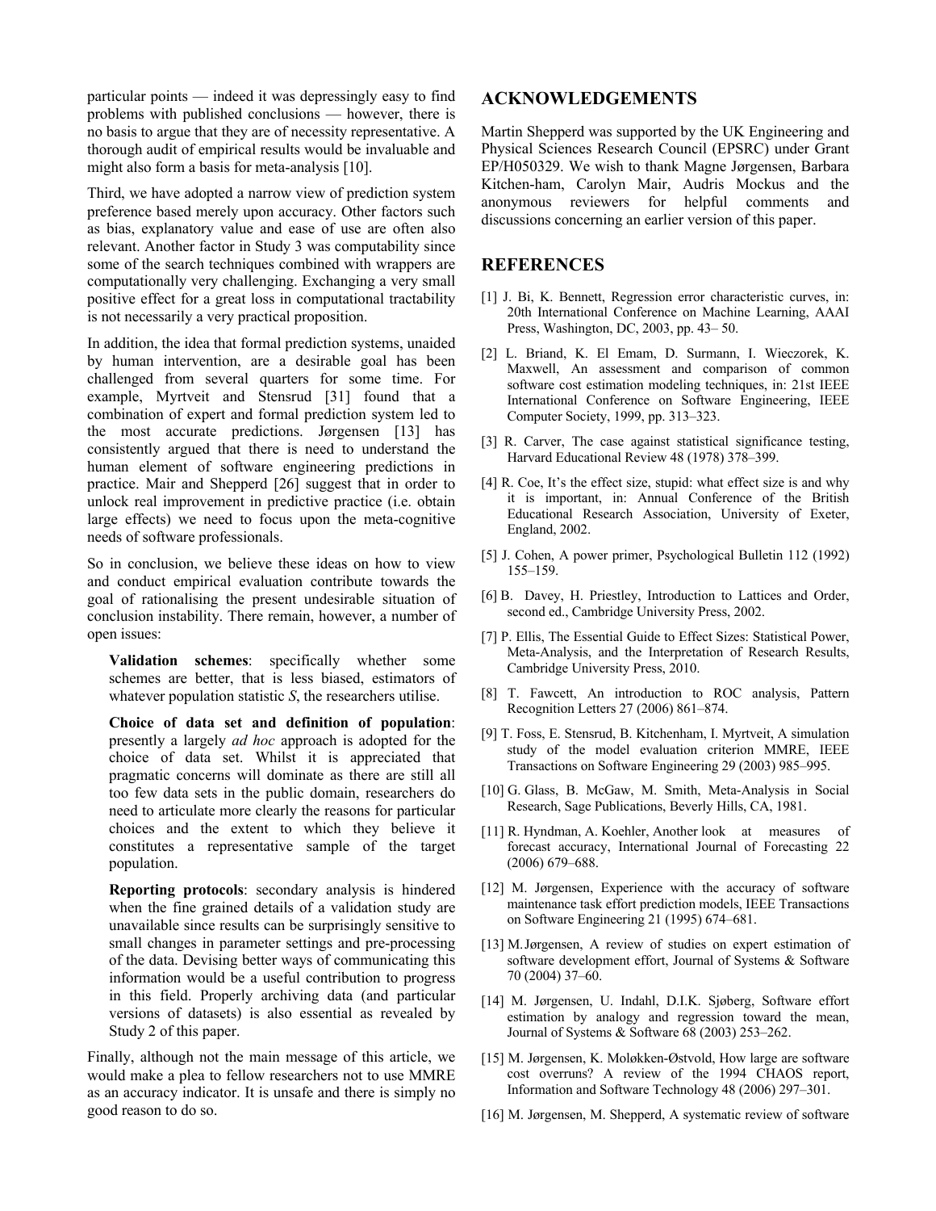particular points — indeed it was depressingly easy to find problems with published conclusions — however, there is no basis to argue that they are of necessity representative. A thorough audit of empirical results would be invaluable and might also form a basis for meta-analysis [10].

Third, we have adopted a narrow view of prediction system preference based merely upon accuracy. Other factors such as bias, explanatory value and ease of use are often also relevant. Another factor in Study 3 was computability since some of the search techniques combined with wrappers are computationally very challenging. Exchanging a very small positive effect for a great loss in computational tractability is not necessarily a very practical proposition.

In addition, the idea that formal prediction systems, unaided by human intervention, are a desirable goal has been challenged from several quarters for some time. For example, Myrtveit and Stensrud [31] found that a combination of expert and formal prediction system led to the most accurate predictions. Jørgensen [13] has consistently argued that there is need to understand the human element of software engineering predictions in practice. Mair and Shepperd [26] suggest that in order to unlock real improvement in predictive practice (i.e. obtain large effects) we need to focus upon the meta-cognitive needs of software professionals.

So in conclusion, we believe these ideas on how to view and conduct empirical evaluation contribute towards the goal of rationalising the present undesirable situation of conclusion instability. There remain, however, a number of open issues:

**Validation schemes**: specifically whether some schemes are better, that is less biased, estimators of whatever population statistic *S*, the researchers utilise.

**Choice of data set and definition of population**: presently a largely *ad hoc* approach is adopted for the choice of data set. Whilst it is appreciated that pragmatic concerns will dominate as there are still all too few data sets in the public domain, researchers do need to articulate more clearly the reasons for particular choices and the extent to which they believe it constitutes a representative sample of the target population.

**Reporting protocols**: secondary analysis is hindered when the fine grained details of a validation study are unavailable since results can be surprisingly sensitive to small changes in parameter settings and pre-processing of the data. Devising better ways of communicating this information would be a useful contribution to progress in this field. Properly archiving data (and particular versions of datasets) is also essential as revealed by Study 2 of this paper.

Finally, although not the main message of this article, we would make a plea to fellow researchers not to use MMRE as an accuracy indicator. It is unsafe and there is simply no good reason to do so.

## ACKNOWLEDGEMENTS

Martin Shepperd was supported by the UK Engineering and Physical Sciences Research Council (EPSRC) under Grant EP/H050329. We wish to thank Magne Jørgensen, Barbara Kitchen-ham, Carolyn Mair, Audris Mockus and the anonymous reviewers for helpful comments and discussions concerning an earlier version of this paper.

## REFERENCES

[1] J. Bi, K. Bennett, Regression error characteristic curves, in: 20th International Conference on Machine Learning, AAAI Press, Washington, DC, 2003, pp. 43– 50.

[2] L. Briand, K. El Emam, D. Surmann, I. Wieczorek, K. Maxwell, An assessment and comparison of common software cost estimation modeling techniques, in: 21st IEEE International Conference on Software Engineering, IEEE Computer Society, 1999, pp. 313–323.

[3] R. Carver, The case against statistical significance testing, Harvard Educational Review 48 (1978) 378–399.

[4] R. Coe, It's the effect size, stupid: what effect size is and why it is important, in: Annual Conference of the British Educational Research Association, University of Exeter, England, 2002.

[5] J. Cohen, A power primer, Psychological Bulletin 112 (1992) 155–159.

[6] B. Davey, H. Priestley, Introduction to Lattices and Order, second ed., Cambridge University Press, 2002.

[7] P. Ellis, The Essential Guide to Effect Sizes: Statistical Power, Meta-Analysis, and the Interpretation of Research Results, Cambridge University Press, 2010.

[8] T. Fawcett, An introduction to ROC analysis, Pattern Recognition Letters 27 (2006) 861–874.

[9] T. Foss, E. Stensrud, B. Kitchenham, I. Myrtveit, A simulation study of the model evaluation criterion MMRE, IEEE Transactions on Software Engineering 29 (2003) 985–995.

[10] G. Glass, B. McGaw, M. Smith, Meta-Analysis in Social Research, Sage Publications, Beverly Hills, CA, 1981.

[11] R. Hyndman, A. Koehler, Another look at measures of forecast accuracy, International Journal of Forecasting 22 (2006) 679–688.

[12] M. Jørgensen, Experience with the accuracy of software maintenance task effort prediction models, IEEE Transactions on Software Engineering 21 (1995) 674–681.

[13] M. Jørgensen, A review of studies on expert estimation of software development effort, Journal of Systems & Software 70 (2004) 37–60.

[14] M. Jørgensen, U. Indahl, D.I.K. Sjøberg, Software effort estimation by analogy and regression toward the mean, Journal of Systems & Software 68 (2003) 253–262.

[15] M. Jørgensen, K. Moløkken-Østvold, How large are software cost overruns? A review of the 1994 CHAOS report, Information and Software Technology 48 (2006) 297–301.

[16] M. Jørgensen, M. Shepperd, A systematic review of software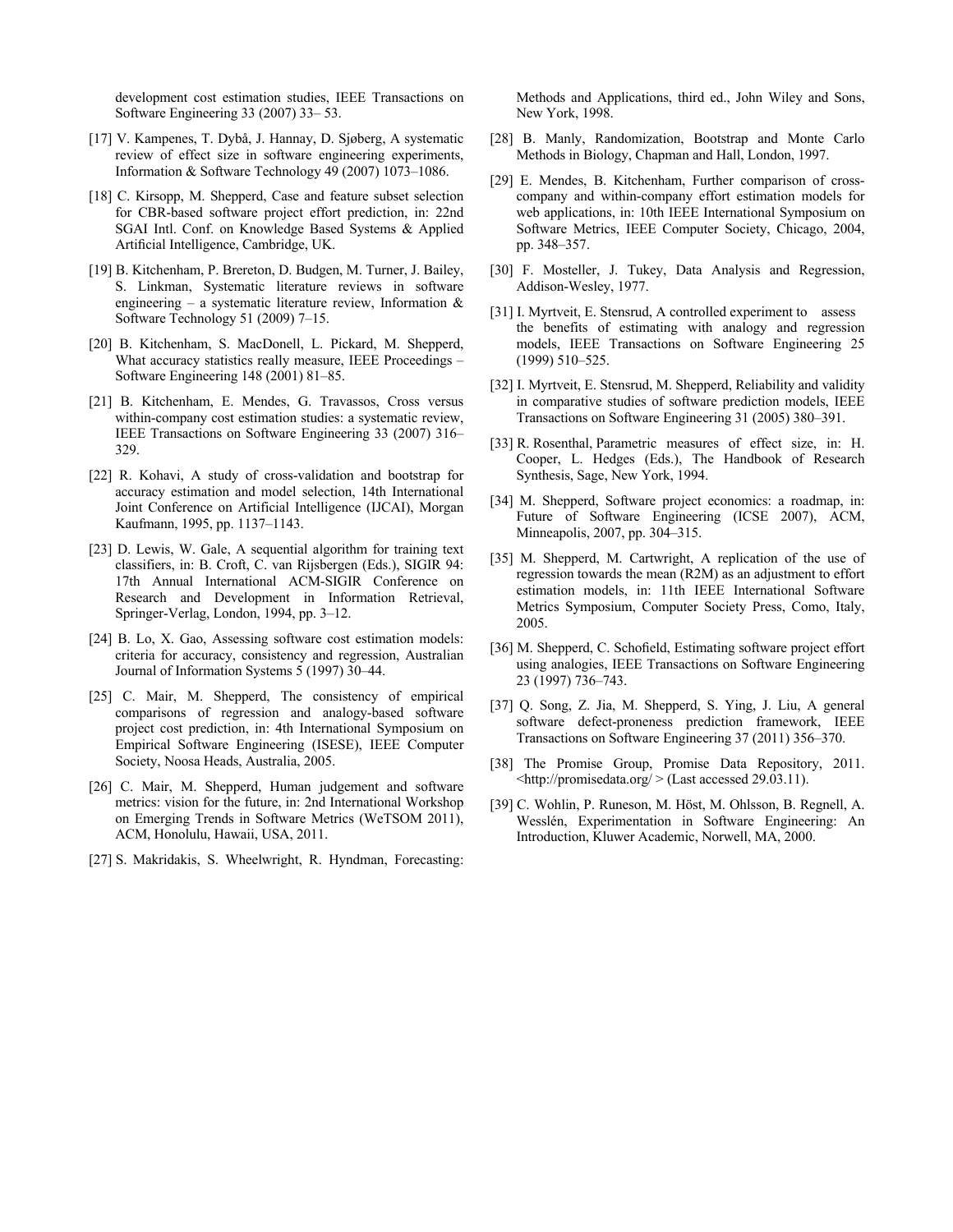development cost estimation studies, IEEE Transactions on Software Engineering 33 (2007) 33– 53.

[17] V. Kampenes, T. Dybå, J. Hannay, D. Sjøberg, A systematic review of effect size in software engineering experiments, Information & Software Technology 49 (2007) 1073–1086.

[18] C. Kirsopp, M. Shepperd, Case and feature subset selection for CBR-based software project effort prediction, in: 22nd SGAI Intl. Conf. on Knowledge Based Systems & Applied Artificial Intelligence, Cambridge, UK.

[19] B. Kitchenham, P. Brereton, D. Budgen, M. Turner, J. Bailey, S. Linkman, Systematic literature reviews in software engineering – a systematic literature review, Information & Software Technology 51 (2009) 7–15.

[20] B. Kitchenham, S. MacDonell, L. Pickard, M. Shepperd, What accuracy statistics really measure, IEEE Proceedings – Software Engineering 148 (2001) 81–85.

[21] B. Kitchenham, E. Mendes, G. Travassos, Cross versus within-company cost estimation studies: a systematic review, IEEE Transactions on Software Engineering 33 (2007) 316–329.

[22] R. Kohavi, A study of cross-validation and bootstrap for accuracy estimation and model selection, 14th International Joint Conference on Artificial Intelligence (IJCAI), Morgan Kaufmann, 1995, pp. 1137–1143.

[23] D. Lewis, W. Gale, A sequential algorithm for training text classifiers, in: B. Croft, C. van Rijsbergen (Eds.), SIGIR 94: 17th Annual International ACM-SIGIR Conference on Research and Development in Information Retrieval, Springer-Verlag, London, 1994, pp. 3–12.

[24] B. Lo, X. Gao, Assessing software cost estimation models: criteria for accuracy, consistency and regression, Australian Journal of Information Systems 5 (1997) 30–44.

[25] C. Mair, M. Shepperd, The consistency of empirical comparisons of regression and analogy-based software project cost prediction, in: 4th International Symposium on Empirical Software Engineering (ISESE), IEEE Computer Society, Noosa Heads, Australia, 2005.

[26] C. Mair, M. Shepperd, Human judgement and software metrics: vision for the future, in: 2nd International Workshop on Emerging Trends in Software Metrics (WeTSOM 2011), ACM, Honolulu, Hawaii, USA, 2011.

[27] S. Makridakis, S. Wheelwright, R. Hyndman, Forecasting: Methods and Applications, third ed., John Wiley and Sons, New York, 1998.

[28] B. Manly, Randomization, Bootstrap and Monte Carlo Methods in Biology, Chapman and Hall, London, 1997.

[29] E. Mendes, B. Kitchenham, Further comparison of cross-company and within-company effort estimation models for web applications, in: 10th IEEE International Symposium on Software Metrics, IEEE Computer Society, Chicago, 2004, pp. 348–357.

[30] F. Mosteller, J. Tukey, Data Analysis and Regression, Addison-Wesley, 1977.

[31] I. Myrtveit, E. Stensrud, A controlled experiment to assess the benefits of estimating with analogy and regression models, IEEE Transactions on Software Engineering 25 (1999) 510–525.

[32] I. Myrtveit, E. Stensrud, M. Shepperd, Reliability and validity in comparative studies of software prediction models, IEEE Transactions on Software Engineering 31 (2005) 380–391.

[33] R. Rosenthal, Parametric measures of effect size, in: H. Cooper, L. Hedges (Eds.), The Handbook of Research Synthesis, Sage, New York, 1994.

[34] M. Shepperd, Software project economics: a roadmap, in: Future of Software Engineering (ICSE 2007), ACM, Minneapolis, 2007, pp. 304–315.

[35] M. Shepperd, M. Cartwright, A replication of the use of regression towards the mean (R2M) as an adjustment to effort estimation models, in: 11th IEEE International Software Metrics Symposium, Computer Society Press, Como, Italy, 2005.

[36] M. Shepperd, C. Schofield, Estimating software project effort using analogies, IEEE Transactions on Software Engineering 23 (1997) 736–743.

[37] Q. Song, Z. Jia, M. Shepperd, S. Ying, J. Liu, A general software defect-proneness prediction framework, IEEE Transactions on Software Engineering 37 (2011) 356–370.

[38] The Promise Group, Promise Data Repository, 2011. <http://promisedata.org/ > (Last accessed 29.03.11).

[39] C. Wohlin, P. Runeson, M. Höst, M. Ohlsson, B. Regnell, A. Wesslén, Experimentation in Software Engineering: An Introduction, Kluwer Academic, Norwell, MA, 2000.